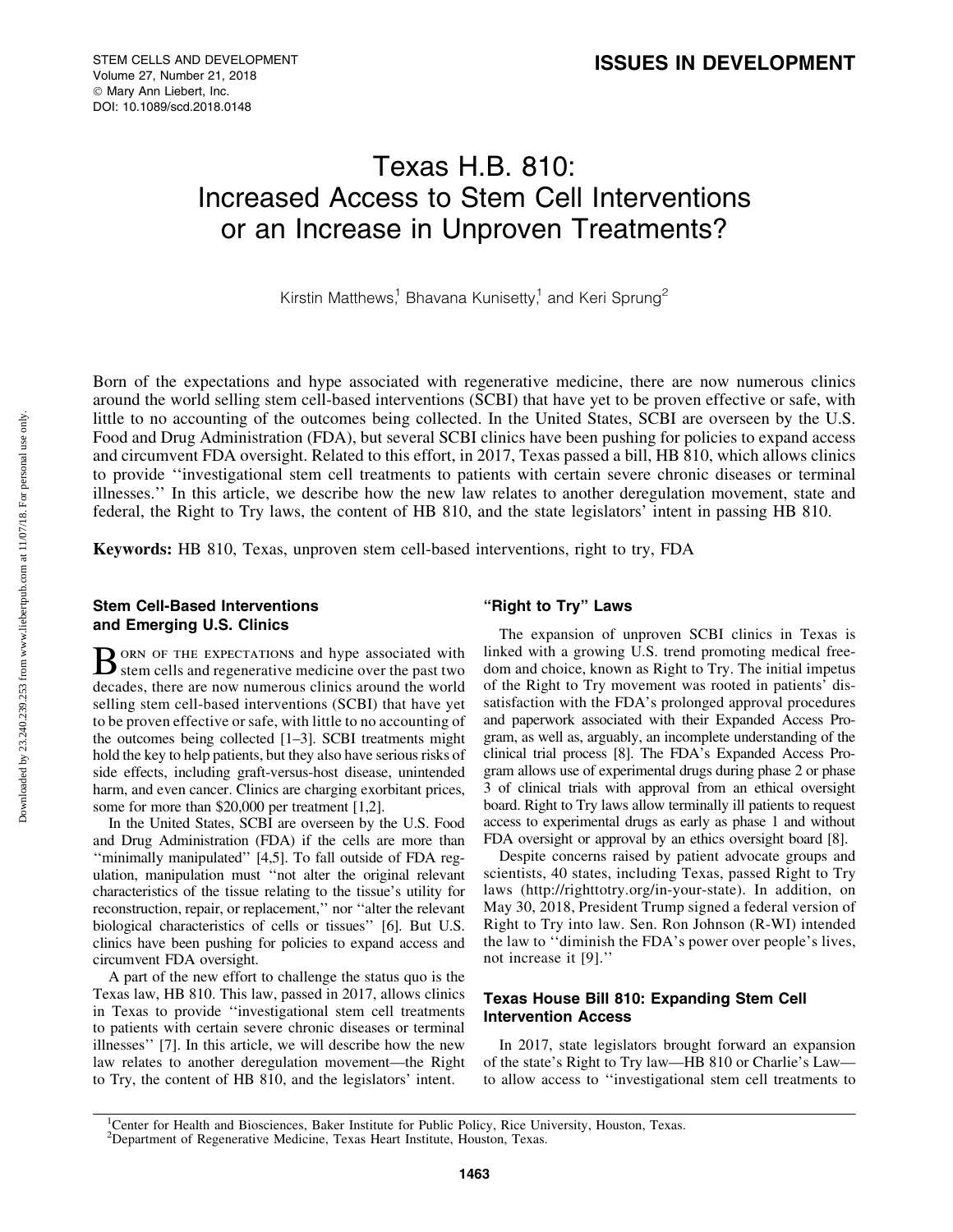ISSUES IN DEVELOPMENT

# Texas H.B. 810: Increased Access to Stem Cell Interventions or an Increase in Unproven Treatments?

Kirstin Matthews,[1] Bhavana Kunisetty,[1] and Keri Sprung[2]

Born of the expectations and hype associated with regenerative medicine, there are now numerous clinics around the world selling stem cell-based interventions (SCBI) that have yet to be proven effective or safe, with little to no accounting of the outcomes being collected. In the United States, SCBI are overseen by the U.S. Food and Drug Administration (FDA), but several SCBI clinics have been pushing for policies to expand access and circumvent FDA oversight. Related to this effort, in 2017, Texas passed a bill, HB 810, which allows clinics to provide ''investigational stem cell treatments to patients with certain severe chronic diseases or terminal illnesses.'' In this article, we describe how the new law relates to another deregulation movement, state and federal, the Right to Try laws, the content of HB 810, and the state legislators' intent in passing HB 810.

**Keywords:** HB 810, Texas, unproven stem cell-based interventions, right to try, FDA

## Stem Cell-Based Interventions and Emerging U.S. Clinics

Born of the expectations and hype associated with stem cells and regenerative medicine over the past two decades, there are now numerous clinics around the world selling stem cell-based interventions (SCBI) that have yet to be proven effective or safe, with little to no accounting of the outcomes being collected [1–3]. SCBI treatments might hold the key to help patients, but they also have serious risks of side effects, including graft-versus-host disease, unintended harm, and even cancer. Clinics are charging exorbitant prices, some for more than \$20,000 per treatment [1,2].

In the United States, SCBI are overseen by the U.S. Food and Drug Administration (FDA) if the cells are more than ''minimally manipulated'' [4,5]. To fall outside of FDA regulation, manipulation must ''not alter the original relevant characteristics of the tissue relating to the tissue's utility for reconstruction, repair, or replacement,'' nor ''alter the relevant biological characteristics of cells or tissues'' [6]. But U.S. clinics have been pushing for policies to expand access and circumvent FDA oversight.

A part of the new effort to challenge the status quo is the Texas law, HB 810. This law, passed in 2017, allows clinics in Texas to provide ''investigational stem cell treatments to patients with certain severe chronic diseases or terminal illnesses'' [7]. In this article, we will describe how the new law relates to another deregulation movement—the Right to Try, the content of HB 810, and the legislators' intent.

## ''Right to Try'' Laws

The expansion of unproven SCBI clinics in Texas is linked with a growing U.S. trend promoting medical freedom and choice, known as Right to Try. The initial impetus of the Right to Try movement was rooted in patients' dissatisfaction with the FDA's prolonged approval procedures and paperwork associated with their Expanded Access Program, as well as, arguably, an incomplete understanding of the clinical trial process [8]. The FDA's Expanded Access Program allows use of experimental drugs during phase 2 or phase 3 of clinical trials with approval from an ethical oversight board. Right to Try laws allow terminally ill patients to request access to experimental drugs as early as phase 1 and without FDA oversight or approval by an ethics oversight board [8].

Despite concerns raised by patient advocate groups and scientists, 40 states, including Texas, passed Right to Try laws (http://righttotry.org/in-your-state). In addition, on May 30, 2018, President Trump signed a federal version of Right to Try into law. Sen. Ron Johnson (R-WI) intended the law to ''diminish the FDA's power over people's lives, not increase it [9].''

## Texas House Bill 810: Expanding Stem Cell Intervention Access

In 2017, state legislators brought forward an expansion of the state's Right to Try law—HB 810 or Charlie's Law—to allow access to ''investigational stem cell treatments to

[1] Center for Health and Biosciences, Baker Institute for Public Policy, Rice University, Houston, Texas.
[2] Department of Regenerative Medicine, Texas Heart Institute, Houston, Texas.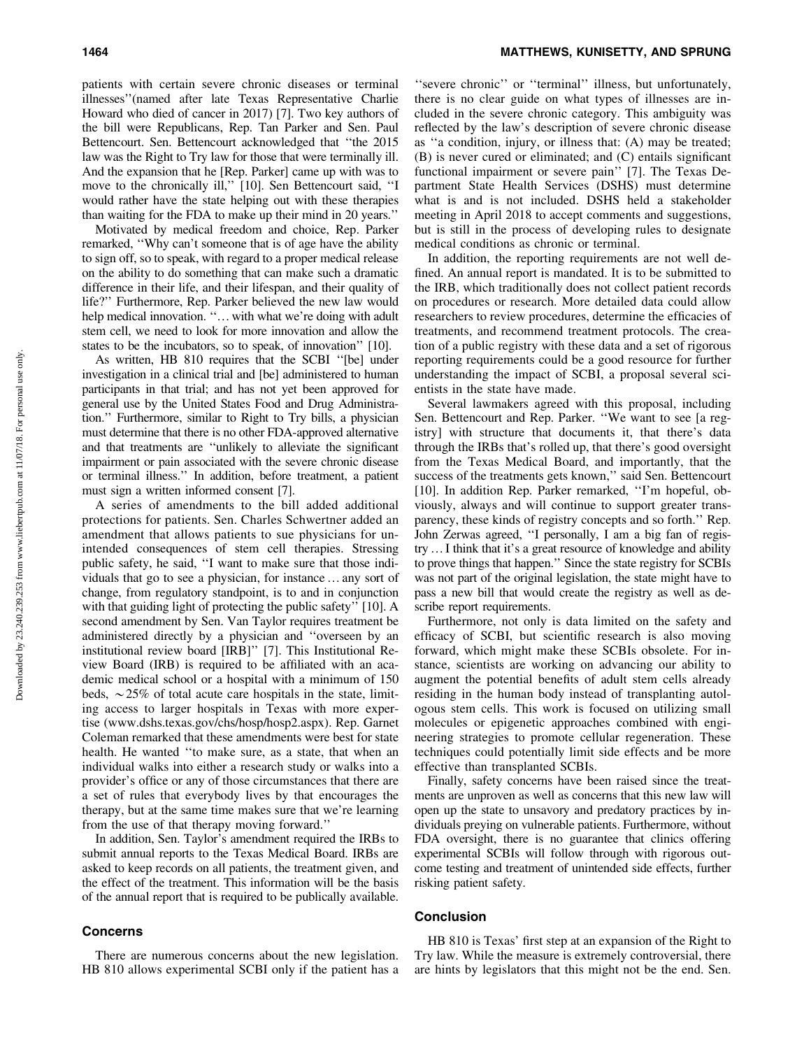patients with certain severe chronic diseases or terminal illnesses''(named after late Texas Representative Charlie Howard who died of cancer in 2017) [7]. Two key authors of the bill were Republicans, Rep. Tan Parker and Sen. Paul Bettencourt. Sen. Bettencourt acknowledged that ''the 2015 law was the Right to Try law for those that were terminally ill. And the expansion that he [Rep. Parker] came up with was to move to the chronically ill,'' [10]. Sen Bettencourt said, ''I would rather have the state helping out with these therapies than waiting for the FDA to make up their mind in 20 years.''

Motivated by medical freedom and choice, Rep. Parker remarked, ''Why can't someone that is of age have the ability to sign off, so to speak, with regard to a proper medical release on the ability to do something that can make such a dramatic difference in their life, and their lifespan, and their quality of life?'' Furthermore, Rep. Parker believed the new law would help medical innovation. ''... with what we're doing with adult stem cell, we need to look for more innovation and allow the states to be the incubators, so to speak, of innovation'' [10].

As written, HB 810 requires that the SCBI ''[be] under investigation in a clinical trial and [be] administered to human participants in that trial; and has not yet been approved for general use by the United States Food and Drug Administration.'' Furthermore, similar to Right to Try bills, a physician must determine that there is no other FDA-approved alternative and that treatments are ''unlikely to alleviate the significant impairment or pain associated with the severe chronic disease or terminal illness.'' In addition, before treatment, a patient must sign a written informed consent [7].

A series of amendments to the bill added additional protections for patients. Sen. Charles Schwertner added an amendment that allows patients to sue physicians for unintended consequences of stem cell therapies. Stressing public safety, he said, ''I want to make sure that those individuals that go to see a physician, for instance ... any sort of change, from regulatory standpoint, is to and in conjunction with that guiding light of protecting the public safety'' [10]. A second amendment by Sen. Van Taylor requires treatment be administered directly by a physician and ''overseen by an institutional review board [IRB]'' [7]. This Institutional Review Board (IRB) is required to be affiliated with an academic medical school or a hospital with a minimum of 150 beds, ~25% of total acute care hospitals in the state, limiting access to larger hospitals in Texas with more expertise (www.dshs.texas.gov/chs/hosp/hosp2.aspx). Rep. Garnet Coleman remarked that these amendments were best for state health. He wanted ''to make sure, as a state, that when an individual walks into either a research study or walks into a provider's office or any of those circumstances that there are a set of rules that everybody lives by that encourages the therapy, but at the same time makes sure that we're learning from the use of that therapy moving forward.''

In addition, Sen. Taylor's amendment required the IRBs to submit annual reports to the Texas Medical Board. IRBs are asked to keep records on all patients, the treatment given, and the effect of the treatment. This information will be the basis of the annual report that is required to be publically available.

## Concerns

There are numerous concerns about the new legislation. HB 810 allows experimental SCBI only if the patient has a ''severe chronic'' or ''terminal'' illness, but unfortunately, there is no clear guide on what types of illnesses are included in the severe chronic category. This ambiguity was reflected by the law's description of severe chronic disease as ''a condition, injury, or illness that: (A) may be treated; (B) is never cured or eliminated; and (C) entails significant functional impairment or severe pain'' [7]. The Texas Department State Health Services (DSHS) must determine what is and is not included. DSHS held a stakeholder meeting in April 2018 to accept comments and suggestions, but is still in the process of developing rules to designate medical conditions as chronic or terminal.

In addition, the reporting requirements are not well defined. An annual report is mandated. It is to be submitted to the IRB, which traditionally does not collect patient records on procedures or research. More detailed data could allow researchers to review procedures, determine the efficacies of treatments, and recommend treatment protocols. The creation of a public registry with these data and a set of rigorous reporting requirements could be a good resource for further understanding the impact of SCBI, a proposal several scientists in the state have made.

Several lawmakers agreed with this proposal, including Sen. Bettencourt and Rep. Parker. ''We want to see [a registry] with structure that documents it, that there's data through the IRBs that's rolled up, that there's good oversight from the Texas Medical Board, and importantly, that the success of the treatments gets known,'' said Sen. Bettencourt [10]. In addition Rep. Parker remarked, ''I'm hopeful, obviously, always and will continue to support greater transparency, these kinds of registry concepts and so forth.'' Rep. John Zerwas agreed, ''I personally, I am a big fan of registry ... I think that it's a great resource of knowledge and ability to prove things that happen.'' Since the state registry for SCBIs was not part of the original legislation, the state might have to pass a new bill that would create the registry as well as describe report requirements.

Furthermore, not only is data limited on the safety and efficacy of SCBI, but scientific research is also moving forward, which might make these SCBIs obsolete. For instance, scientists are working on advancing our ability to augment the potential benefits of adult stem cells already residing in the human body instead of transplanting autologous stem cells. This work is focused on utilizing small molecules or epigenetic approaches combined with engineering strategies to promote cellular regeneration. These techniques could potentially limit side effects and be more effective than transplanted SCBIs.

Finally, safety concerns have been raised since the treatments are unproven as well as concerns that this new law will open up the state to unsavory and predatory practices by individuals preying on vulnerable patients. Furthermore, without FDA oversight, there is no guarantee that clinics offering experimental SCBIs will follow through with rigorous outcome testing and treatment of unintended side effects, further risking patient safety.

## Conclusion

HB 810 is Texas' first step at an expansion of the Right to Try law. While the measure is extremely controversial, there are hints by legislators that this might not be the end. Sen.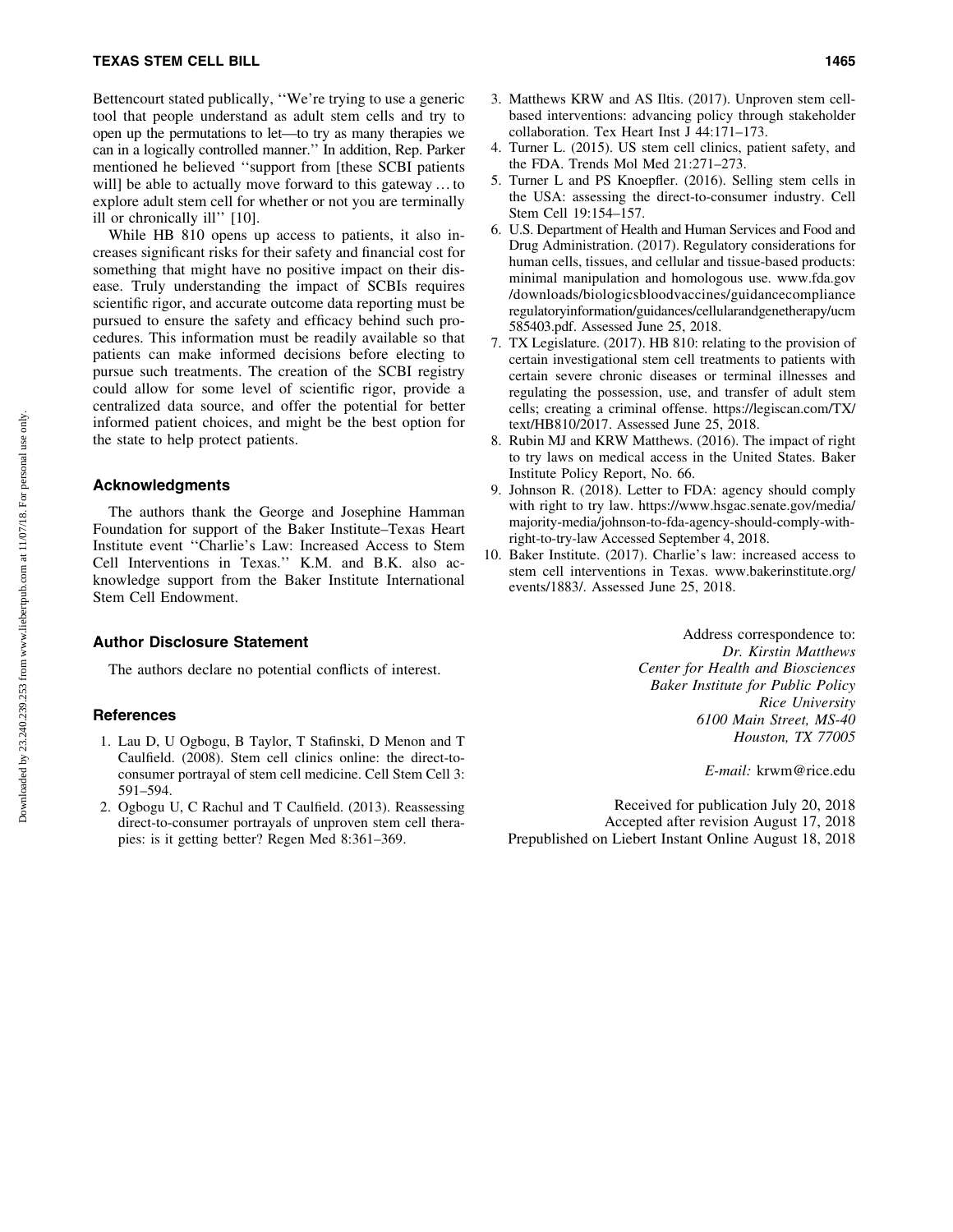Bettencourt stated publically, ''We're trying to use a generic tool that people understand as adult stem cells and try to open up the permutations to let—to try as many therapies we can in a logically controlled manner.'' In addition, Rep. Parker mentioned he believed ''support from [these SCBI patients will] be able to actually move forward to this gateway … to explore adult stem cell for whether or not you are terminally ill or chronically ill'' [10].

While HB 810 opens up access to patients, it also increases significant risks for their safety and financial cost for something that might have no positive impact on their disease. Truly understanding the impact of SCBIs requires scientific rigor, and accurate outcome data reporting must be pursued to ensure the safety and efficacy behind such procedures. This information must be readily available so that patients can make informed decisions before electing to pursue such treatments. The creation of the SCBI registry could allow for some level of scientific rigor, provide a centralized data source, and offer the potential for better informed patient choices, and might be the best option for the state to help protect patients.

## Acknowledgments

The authors thank the George and Josephine Hamman Foundation for support of the Baker Institute–Texas Heart Institute event ''Charlie's Law: Increased Access to Stem Cell Interventions in Texas.'' K.M. and B.K. also acknowledge support from the Baker Institute International Stem Cell Endowment.

## Author Disclosure Statement

The authors declare no potential conflicts of interest.

## References

1. Lau D, U Ogbogu, B Taylor, T Stafinski, D Menon and T Caulfield. (2008). Stem cell clinics online: the direct-to-consumer portrayal of stem cell medicine. Cell Stem Cell 3: 591–594.
2. Ogbogu U, C Rachul and T Caulfield. (2013). Reassessing direct-to-consumer portrayals of unproven stem cell therapies: is it getting better? Regen Med 8:361–369.
3. Matthews KRW and AS Iltis. (2017). Unproven stem cell-based interventions: advancing policy through stakeholder collaboration. Tex Heart Inst J 44:171–173.
4. Turner L. (2015). US stem cell clinics, patient safety, and the FDA. Trends Mol Med 21:271–273.
5. Turner L and PS Knoepfler. (2016). Selling stem cells in the USA: assessing the direct-to-consumer industry. Cell Stem Cell 19:154–157.
6. U.S. Department of Health and Human Services and Food and Drug Administration. (2017). Regulatory considerations for human cells, tissues, and cellular and tissue-based products: minimal manipulation and homologous use. www.fda.gov/downloads/biologicsbloodvaccines/guidancecomplianceregulatoryinformation/guidances/cellularandgenetherapy/ucm585403.pdf. Assessed June 25, 2018.
7. TX Legislature. (2017). HB 810: relating to the provision of certain investigational stem cell treatments to patients with certain severe chronic diseases or terminal illnesses and regulating the possession, use, and transfer of adult stem cells; creating a criminal offense. https://legiscan.com/TX/text/HB810/2017. Assessed June 25, 2018.
8. Rubin MJ and KRW Matthews. (2016). The impact of right to try laws on medical access in the United States. Baker Institute Policy Report, No. 66.
9. Johnson R. (2018). Letter to FDA: agency should comply with right to try law. https://www.hsgac.senate.gov/media/majority-media/johnson-to-fda-agency-should-comply-with-right-to-try-law Accessed September 4, 2018.
10. Baker Institute. (2017). Charlie's law: increased access to stem cell interventions in Texas. www.bakerinstitute.org/events/1883/. Assessed June 25, 2018.

Address correspondence to:
*Dr. Kirstin Matthews*
*Center for Health and Biosciences*
*Baker Institute for Public Policy*
*Rice University*
*6100 Main Street, MS-40*
*Houston, TX 77005*

*E-mail:* krwm@rice.edu

Received for publication July 20, 2018
Accepted after revision August 17, 2018
Prepublished on Liebert Instant Online August 18, 2018